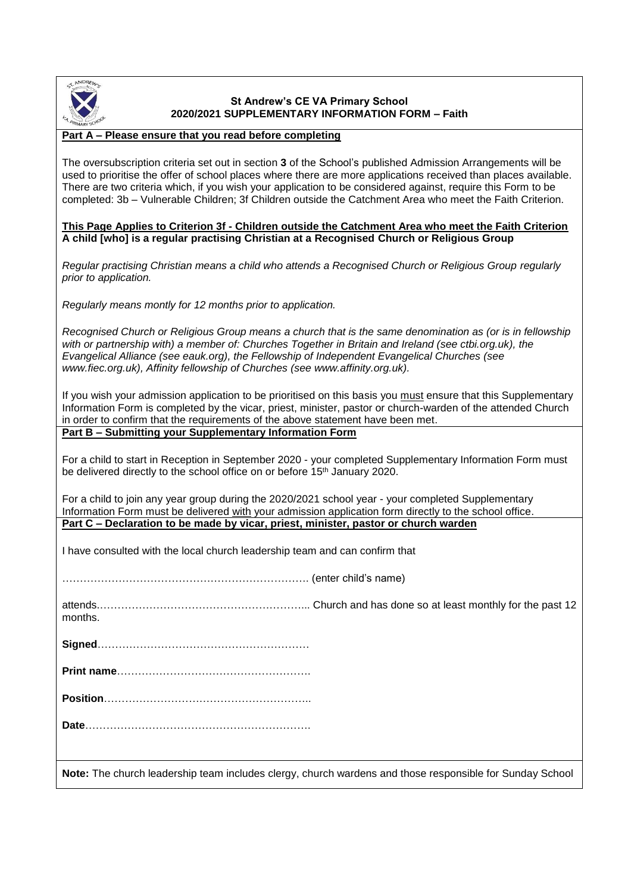**St Andrew's CE VA Primary School**
**2020/2021 SUPPLEMENTARY INFORMATION FORM – Faith**

## Part A – Please ensure that you read before completing

The oversubscription criteria set out in section **3** of the School's published Admission Arrangements will be used to prioritise the offer of school places where there are more applications received than places available. There are two criteria which, if you wish your application to be considered against, require this Form to be completed: 3b – Vulnerable Children; 3f Children outside the Catchment Area who meet the Faith Criterion.

**This Page Applies to Criterion 3f - Children outside the Catchment Area who meet the Faith Criterion**
**A child [who] is a regular practising Christian at a Recognised Church or Religious Group**

*Regular practising Christian means a child who attends a Recognised Church or Religious Group regularly prior to application.*

*Regularly means montly for 12 months prior to application.*

*Recognised Church or Religious Group means a church that is the same denomination as (or is in fellowship with or partnership with) a member of: Churches Together in Britain and Ireland (see ctbi.org.uk), the Evangelical Alliance (see eauk.org), the Fellowship of Independent Evangelical Churches (see www.fiec.org.uk), Affinity fellowship of Churches (see www.affinity.org.uk).*

If you wish your admission application to be prioritised on this basis you must ensure that this Supplementary Information Form is completed by the vicar, priest, minister, pastor or church-warden of the attended Church in order to confirm that the requirements of the above statement have been met.

## Part B – Submitting your Supplementary Information Form

For a child to start in Reception in September 2020 - your completed Supplementary Information Form must be delivered directly to the school office on or before 15th January 2020.

For a child to join any year group during the 2020/2021 school year - your completed Supplementary Information Form must be delivered with your admission application form directly to the school office.

## Part C – Declaration to be made by vicar, priest, minister, pastor or church warden

I have consulted with the local church leadership team and can confirm that

……………………………………………………………. (enter child's name)

attends…………………………………………………... Church and has done so at least monthly for the past 12 months.

**Signed**……………………………………………………

**Print name**……………………………………………….

**Position**…………………………………………………..

**Date**……………………………………………………….

**Note:** The church leadership team includes clergy, church wardens and those responsible for Sunday School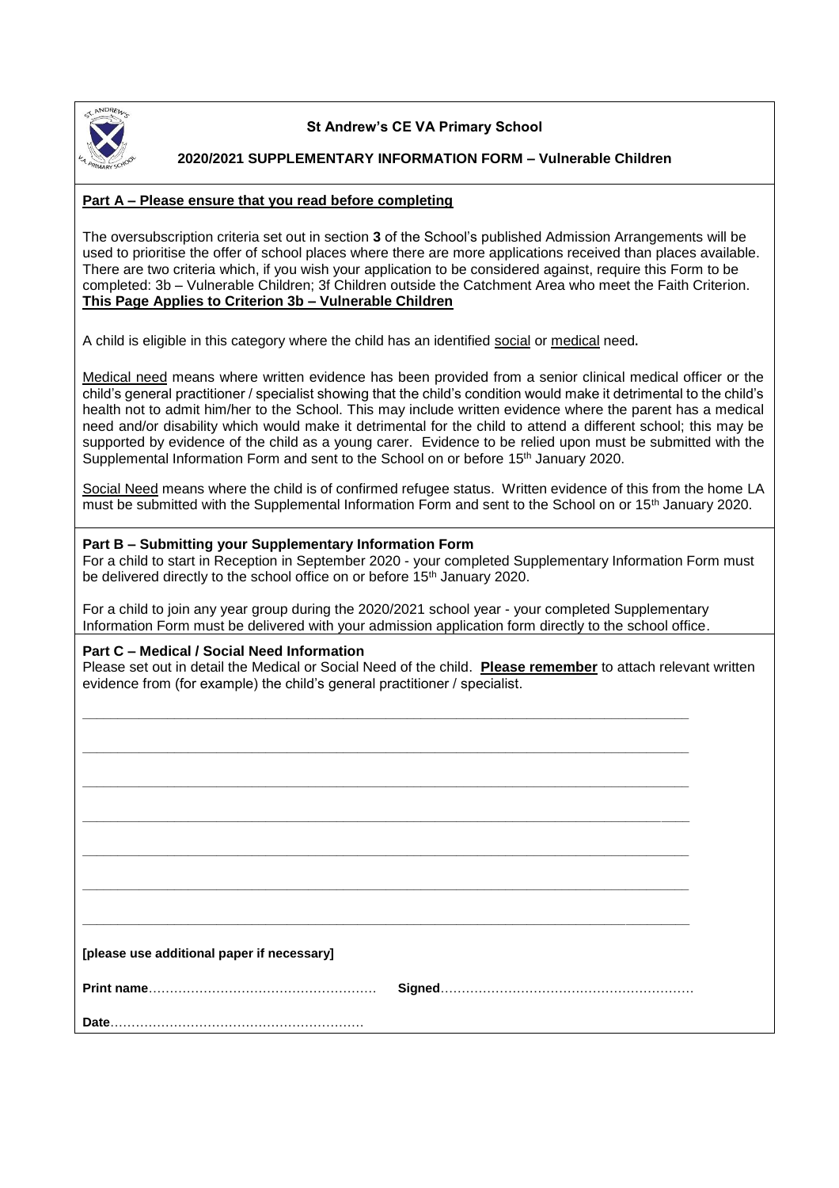**St Andrew's CE VA Primary School**

**2020/2021 SUPPLEMENTARY INFORMATION FORM – Vulnerable Children**

**Part A – Please ensure that you read before completing**

The oversubscription criteria set out in section **3** of the School's published Admission Arrangements will be used to prioritise the offer of school places where there are more applications received than places available. There are two criteria which, if you wish your application to be considered against, require this Form to be completed: 3b – Vulnerable Children; 3f Children outside the Catchment Area who meet the Faith Criterion.
**This Page Applies to Criterion 3b – Vulnerable Children**

A child is eligible in this category where the child has an identified social or medical need**.**

Medical need means where written evidence has been provided from a senior clinical medical officer or the child's general practitioner / specialist showing that the child's condition would make it detrimental to the child's health not to admit him/her to the School. This may include written evidence where the parent has a medical need and/or disability which would make it detrimental for the child to attend a different school; this may be supported by evidence of the child as a young carer. Evidence to be relied upon must be submitted with the Supplemental Information Form and sent to the School on or before 15th January 2020.

Social Need means where the child is of confirmed refugee status. Written evidence of this from the home LA must be submitted with the Supplemental Information Form and sent to the School on or 15th January 2020.

**Part B – Submitting your Supplementary Information Form**

For a child to start in Reception in September 2020 - your completed Supplementary Information Form must be delivered directly to the school office on or before 15th January 2020.

For a child to join any year group during the 2020/2021 school year - your completed Supplementary Information Form must be delivered with your admission application form directly to the school office.

**Part C – Medical / Social Need Information**

Please set out in detail the Medical or Social Need of the child. **Please remember** to attach relevant written evidence from (for example) the child's general practitioner / specialist.

______________________________________________________________________________

______________________________________________________________________________

______________________________________________________________________________

______________________________________________________________________________

______________________________________________________________________________

______________________________________________________________________________

______________________________________________________________________________

**[please use additional paper if necessary]**

**Print name**……………………………………………… **Signed**……………………………………………………

**Date**……………………………………………………